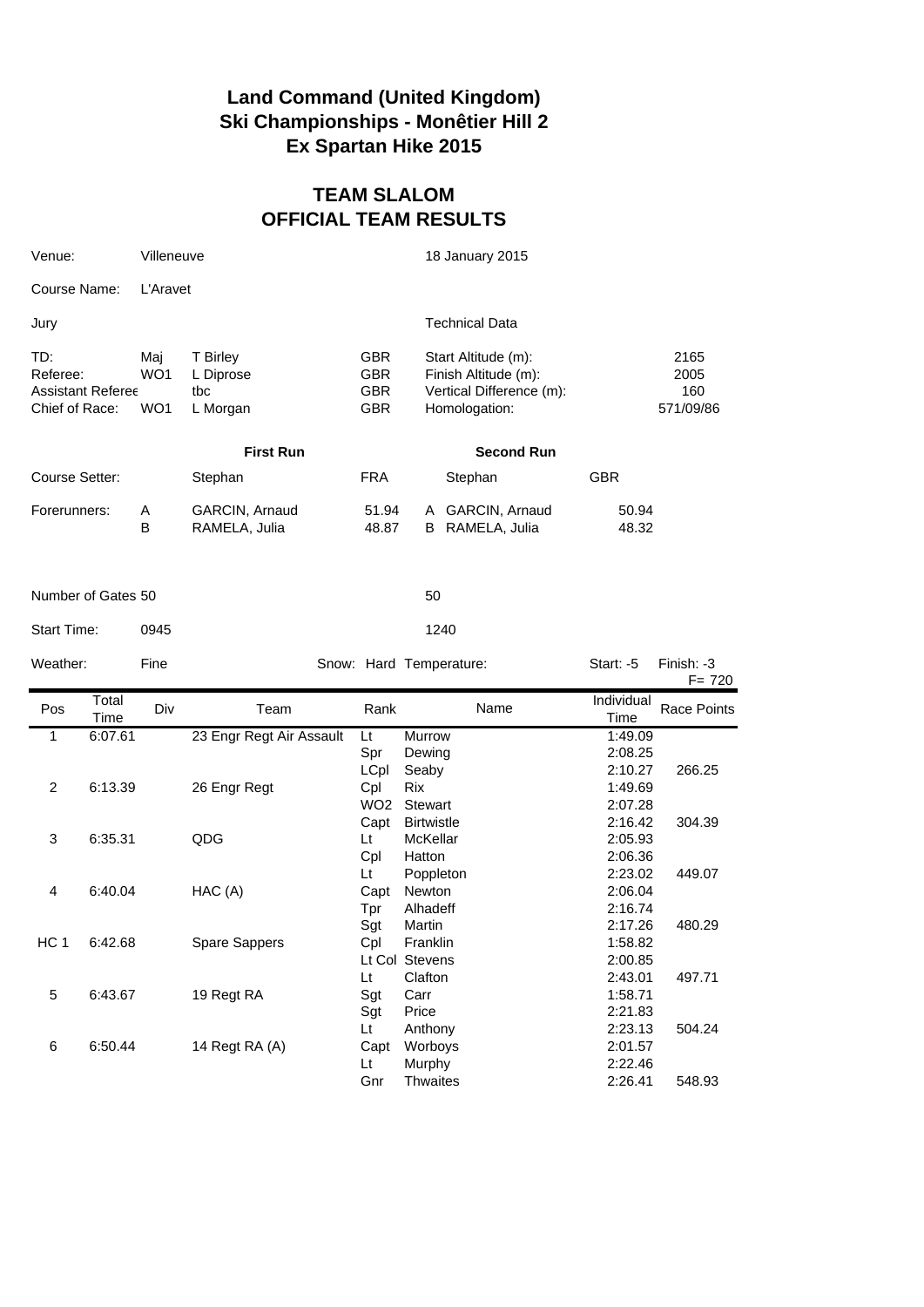# Land Command (United Kingdom)
# Ski Championships - Monêtier Hill 2
# Ex Spartan Hike 2015

## TEAM SLALOM
## OFFICIAL TEAM RESULTS

| | | | | |
|---|---|---|---|---|
| Venue: | Villeneuve | | | 18 January 2015 |
| Course Name: | L'Aravet | | | |

| Jury | | | | Technical Data | |
|---|---|---|---|---|---|
| TD: | Maj | T Birley | GBR | Start Altitude (m): | 2165 |
| Referee: | WO1 | L Diprose | GBR | Finish Altitude (m): | 2005 |
| Assistant Referee | | tbc | GBR | Vertical Difference (m): | 160 |
| Chief of Race: | WO1 | L Morgan | GBR | Homologation: | 571/09/86 |

| | | First Run | | | Second Run | |
|---|---|---|---|---|---|---|
| Course Setter: | | Stephan | FRA | | Stephan | GBR |
| Forerunners: | A | GARCIN, Arnaud | 51.94 | A | GARCIN, Arnaud | 50.94 |
| | B | RAMELA, Julia | 48.87 | B | RAMELA, Julia | 48.32 |

| | | | | |
|---|---|---|---|---|
| Number of Gates | 50 | | 50 | |
| Start Time: | 0945 | | 1240 | |
| Weather: | Fine | Snow: Hard | Temperature: Start: -5 | Finish: -3 |

F= 720

| Pos | Total Time | Div | Team | Rank | Name | Individual Time | Race Points |
|---|---|---|---|---|---|---|---|
| 1 | 6:07.61 | | 23 Engr Regt Air Assault | Lt | Murrow | 1:49.09 | |
| | | | | Spr | Dewing | 2:08.25 | |
| | | | | LCpl | Seaby | 2:10.27 | 266.25 |
| 2 | 6:13.39 | | 26 Engr Regt | Cpl | Rix | 1:49.69 | |
| | | | | WO2 | Stewart | 2:07.28 | |
| | | | | Capt | Birtwistle | 2:16.42 | 304.39 |
| 3 | 6:35.31 | | QDG | Lt | McKellar | 2:05.93 | |
| | | | | Cpl | Hatton | 2:06.36 | |
| | | | | Lt | Poppleton | 2:23.02 | 449.07 |
| 4 | 6:40.04 | | HAC (A) | Capt | Newton | 2:06.04 | |
| | | | | Tpr | Alhadeff | 2:16.74 | |
| | | | | Sgt | Martin | 2:17.26 | 480.29 |
| HC 1 | 6:42.68 | | Spare Sappers | Cpl | Franklin | 1:58.82 | |
| | | | | Lt Col | Stevens | 2:00.85 | |
| | | | | Lt | Clafton | 2:43.01 | 497.71 |
| 5 | 6:43.67 | | 19 Regt RA | Sgt | Carr | 1:58.71 | |
| | | | | Sgt | Price | 2:21.83 | |
| | | | | Lt | Anthony | 2:23.13 | 504.24 |
| 6 | 6:50.44 | | 14 Regt RA (A) | Capt | Worboys | 2:01.57 | |
| | | | | Lt | Murphy | 2:22.46 | |
| | | | | Gnr | Thwaites | 2:26.41 | 548.93 |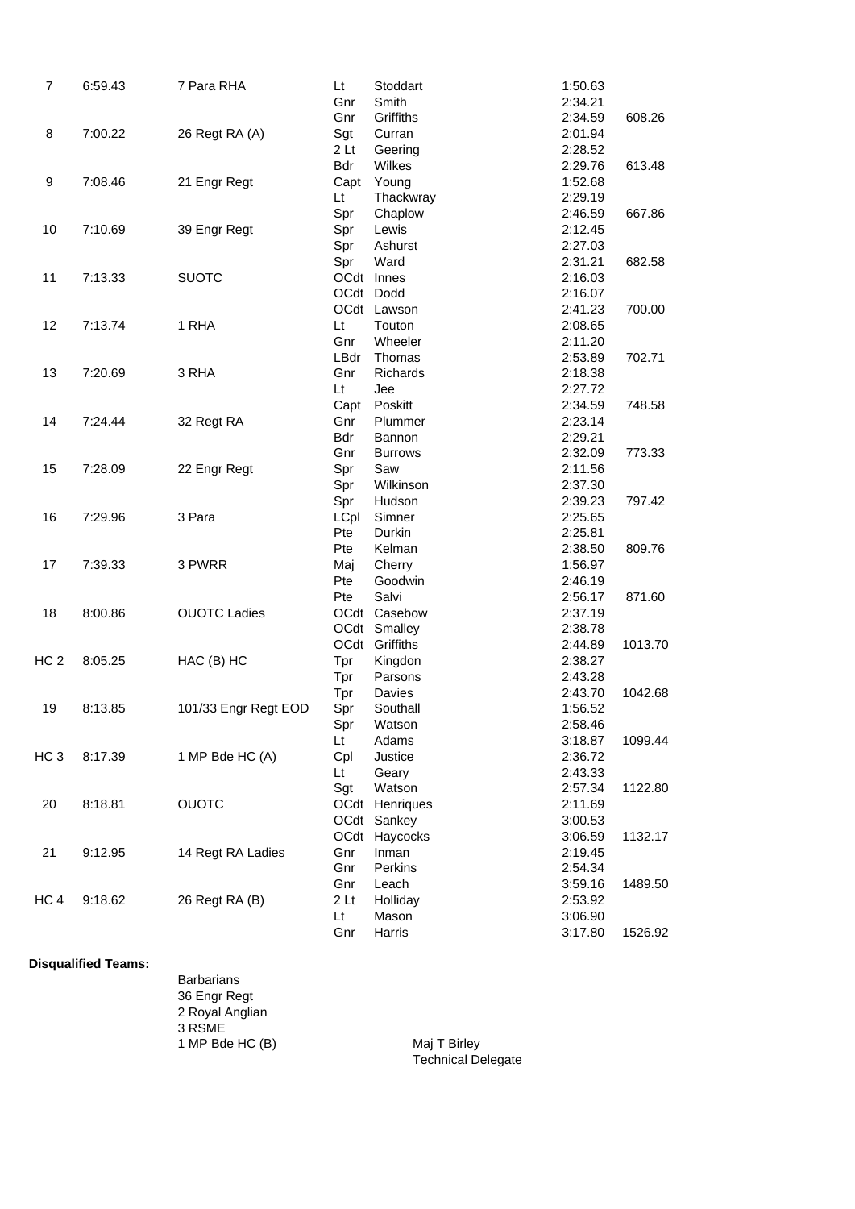| | | | | | | |
|---|---|---|---|---|---|---|
| 7 | 6:59.43 | 7 Para RHA | Lt | Stoddart | 1:50.63 | |
| | | | Gnr | Smith | 2:34.21 | |
| | | | Gnr | Griffiths | 2:34.59 | 608.26 |
| 8 | 7:00.22 | 26 Regt RA (A) | Sgt | Curran | 2:01.94 | |
| | | | 2 Lt | Geering | 2:28.52 | |
| | | | Bdr | Wilkes | 2:29.76 | 613.48 |
| 9 | 7:08.46 | 21 Engr Regt | Capt | Young | 1:52.68 | |
| | | | Lt | Thackwray | 2:29.19 | |
| | | | Spr | Chaplow | 2:46.59 | 667.86 |
| 10 | 7:10.69 | 39 Engr Regt | Spr | Lewis | 2:12.45 | |
| | | | Spr | Ashurst | 2:27.03 | |
| | | | Spr | Ward | 2:31.21 | 682.58 |
| 11 | 7:13.33 | SUOTC | OCdt | Innes | 2:16.03 | |
| | | | OCdt | Dodd | 2:16.07 | |
| | | | OCdt | Lawson | 2:41.23 | 700.00 |
| 12 | 7:13.74 | 1 RHA | Lt | Touton | 2:08.65 | |
| | | | Gnr | Wheeler | 2:11.20 | |
| | | | LBdr | Thomas | 2:53.89 | 702.71 |
| 13 | 7:20.69 | 3 RHA | Gnr | Richards | 2:18.38 | |
| | | | Lt | Jee | 2:27.72 | |
| | | | Capt | Poskitt | 2:34.59 | 748.58 |
| 14 | 7:24.44 | 32 Regt RA | Gnr | Plummer | 2:23.14 | |
| | | | Bdr | Bannon | 2:29.21 | |
| | | | Gnr | Burrows | 2:32.09 | 773.33 |
| 15 | 7:28.09 | 22 Engr Regt | Spr | Saw | 2:11.56 | |
| | | | Spr | Wilkinson | 2:37.30 | |
| | | | Spr | Hudson | 2:39.23 | 797.42 |
| 16 | 7:29.96 | 3 Para | LCpl | Simner | 2:25.65 | |
| | | | Pte | Durkin | 2:25.81 | |
| | | | Pte | Kelman | 2:38.50 | 809.76 |
| 17 | 7:39.33 | 3 PWRR | Maj | Cherry | 1:56.97 | |
| | | | Pte | Goodwin | 2:46.19 | |
| | | | Pte | Salvi | 2:56.17 | 871.60 |
| 18 | 8:00.86 | OUOTC Ladies | OCdt | Casebow | 2:37.19 | |
| | | | OCdt | Smalley | 2:38.78 | |
| | | | OCdt | Griffiths | 2:44.89 | 1013.70 |
| HC 2 | 8:05.25 | HAC (B) HC | Tpr | Kingdon | 2:38.27 | |
| | | | Tpr | Parsons | 2:43.28 | |
| | | | Tpr | Davies | 2:43.70 | 1042.68 |
| 19 | 8:13.85 | 101/33 Engr Regt EOD | Spr | Southall | 1:56.52 | |
| | | | Spr | Watson | 2:58.46 | |
| | | | Lt | Adams | 3:18.87 | 1099.44 |
| HC 3 | 8:17.39 | 1 MP Bde HC (A) | Cpl | Justice | 2:36.72 | |
| | | | Lt | Geary | 2:43.33 | |
| | | | Sgt | Watson | 2:57.34 | 1122.80 |
| 20 | 8:18.81 | OUOTC | OCdt | Henriques | 2:11.69 | |
| | | | OCdt | Sankey | 3:00.53 | |
| | | | OCdt | Haycocks | 3:06.59 | 1132.17 |
| 21 | 9:12.95 | 14 Regt RA Ladies | Gnr | Inman | 2:19.45 | |
| | | | Gnr | Perkins | 2:54.34 | |
| | | | Gnr | Leach | 3:59.16 | 1489.50 |
| HC 4 | 9:18.62 | 26 Regt RA (B) | 2 Lt | Holliday | 2:53.92 | |
| | | | Lt | Mason | 3:06.90 | |
| | | | Gnr | Harris | 3:17.80 | 1526.92 |

**Disqualified Teams:**

Barbarians
36 Engr Regt
2 Royal Anglian
3 RSME
1 MP Bde HC (B)

Maj T Birley
Technical Delegate